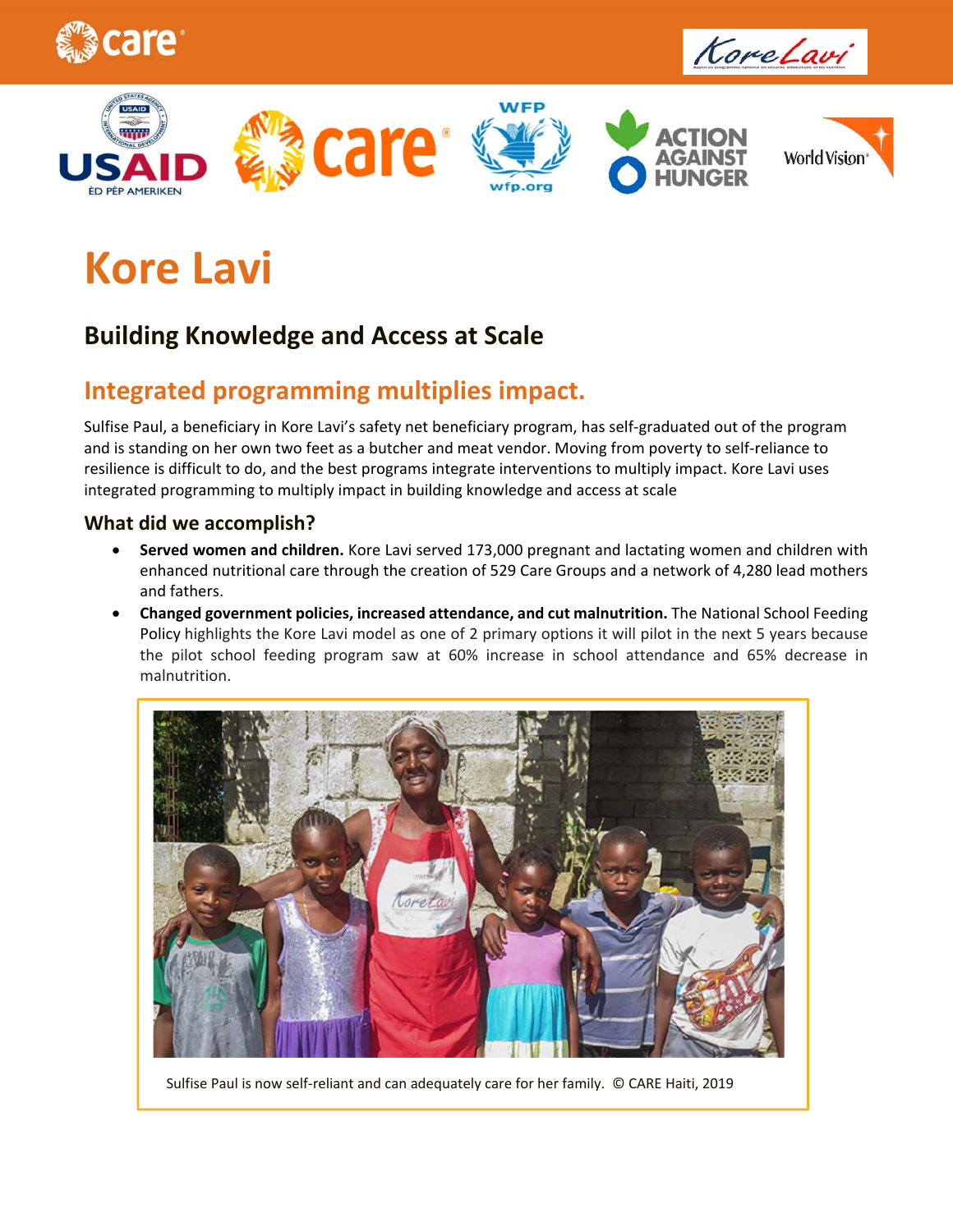# Kore Lavi

## Building Knowledge and Access at Scale

### Integrated programming multiplies impact.

Sulfise Paul, a beneficiary in Kore Lavi's safety net beneficiary program, has self-graduated out of the program and is standing on her own two feet as a butcher and meat vendor. Moving from poverty to self-reliance to resilience is difficult to do, and the best programs integrate interventions to multiply impact. Kore Lavi uses integrated programming to multiply impact in building knowledge and access at scale

### What did we accomplish?

- **Served women and children.** Kore Lavi served 173,000 pregnant and lactating women and children with enhanced nutritional care through the creation of 529 Care Groups and a network of 4,280 lead mothers and fathers.
- **Changed government policies, increased attendance, and cut malnutrition.** The National School Feeding Policy highlights the Kore Lavi model as one of 2 primary options it will pilot in the next 5 years because the pilot school feeding program saw at 60% increase in school attendance and 65% decrease in malnutrition.

Sulfise Paul is now self-reliant and can adequately care for her family. © CARE Haiti, 2019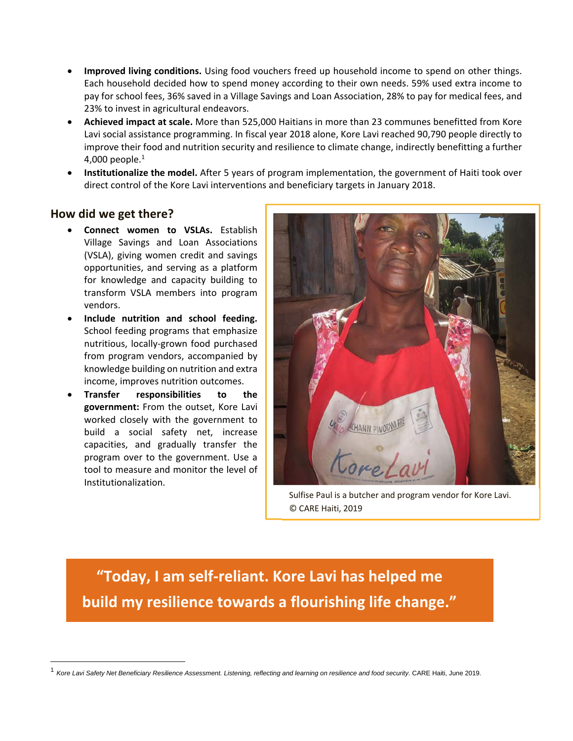- **Improved living conditions.** Using food vouchers freed up household income to spend on other things. Each household decided how to spend money according to their own needs. 59% used extra income to pay for school fees, 36% saved in a Village Savings and Loan Association, 28% to pay for medical fees, and 23% to invest in agricultural endeavors.
- **Achieved impact at scale.** More than 525,000 Haitians in more than 23 communes benefitted from Kore Lavi social assistance programming. In fiscal year 2018 alone, Kore Lavi reached 90,790 people directly to improve their food and nutrition security and resilience to climate change, indirectly benefitting a further 4,000 people.[1]
- **Institutionalize the model.** After 5 years of program implementation, the government of Haiti took over direct control of the Kore Lavi interventions and beneficiary targets in January 2018.

## How did we get there?

- **Connect women to VSLAs.** Establish Village Savings and Loan Associations (VSLA), giving women credit and savings opportunities, and serving as a platform for knowledge and capacity building to transform VSLA members into program vendors.
- **Include nutrition and school feeding.** School feeding programs that emphasize nutritious, locally-grown food purchased from program vendors, accompanied by knowledge building on nutrition and extra income, improves nutrition outcomes.
- **Transfer responsibilities to the government:** From the outset, Kore Lavi worked closely with the government to build a social safety net, increase capacities, and gradually transfer the program over to the government. Use a tool to measure and monitor the level of Institutionalization.

Sulfise Paul is a butcher and program vendor for Kore Lavi.
© CARE Haiti, 2019

**"Today, I am self-reliant. Kore Lavi has helped me build my resilience towards a flourishing life change."**

[1] *Kore Lavi Safety Net Beneficiary Resilience Assessment. Listening, reflecting and learning on resilience and food security.* CARE Haiti, June 2019.